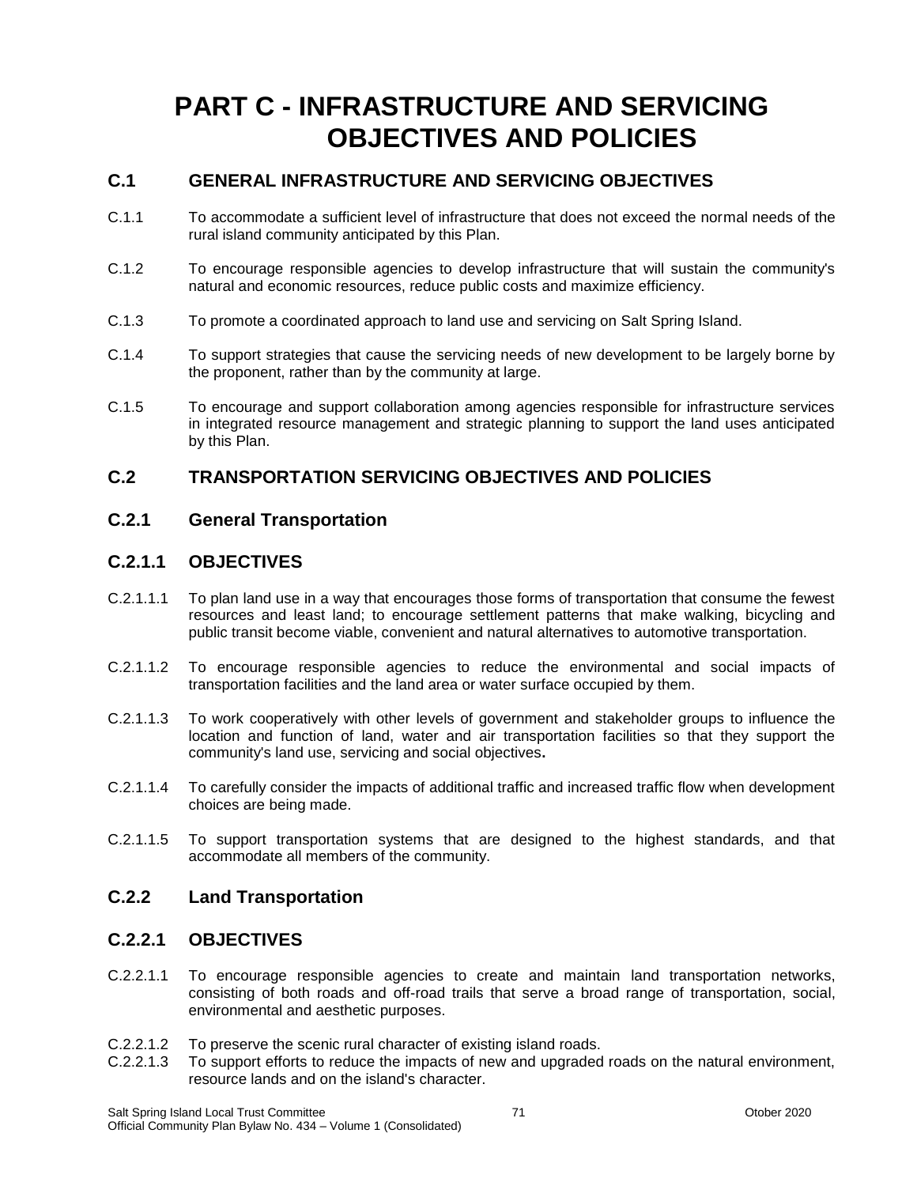# PART C - INFRASTRUCTURE AND SERVICING OBJECTIVES AND POLICIES

## C.1 GENERAL INFRASTRUCTURE AND SERVICING OBJECTIVES

C.1.1 To accommodate a sufficient level of infrastructure that does not exceed the normal needs of the rural island community anticipated by this Plan.

C.1.2 To encourage responsible agencies to develop infrastructure that will sustain the community's natural and economic resources, reduce public costs and maximize efficiency.

C.1.3 To promote a coordinated approach to land use and servicing on Salt Spring Island.

C.1.4 To support strategies that cause the servicing needs of new development to be largely borne by the proponent, rather than by the community at large.

C.1.5 To encourage and support collaboration among agencies responsible for infrastructure services in integrated resource management and strategic planning to support the land uses anticipated by this Plan.

## C.2 TRANSPORTATION SERVICING OBJECTIVES AND POLICIES

### C.2.1 General Transportation

### C.2.1.1 OBJECTIVES

C.2.1.1.1 To plan land use in a way that encourages those forms of transportation that consume the fewest resources and least land; to encourage settlement patterns that make walking, bicycling and public transit become viable, convenient and natural alternatives to automotive transportation.

C.2.1.1.2 To encourage responsible agencies to reduce the environmental and social impacts of transportation facilities and the land area or water surface occupied by them.

C.2.1.1.3 To work cooperatively with other levels of government and stakeholder groups to influence the location and function of land, water and air transportation facilities so that they support the community's land use, servicing and social objectives**.**

C.2.1.1.4 To carefully consider the impacts of additional traffic and increased traffic flow when development choices are being made.

C.2.1.1.5 To support transportation systems that are designed to the highest standards, and that accommodate all members of the community.

### C.2.2 Land Transportation

### C.2.2.1 OBJECTIVES

C.2.2.1.1 To encourage responsible agencies to create and maintain land transportation networks, consisting of both roads and off-road trails that serve a broad range of transportation, social, environmental and aesthetic purposes.

C.2.2.1.2 To preserve the scenic rural character of existing island roads.

C.2.2.1.3 To support efforts to reduce the impacts of new and upgraded roads on the natural environment, resource lands and on the island's character.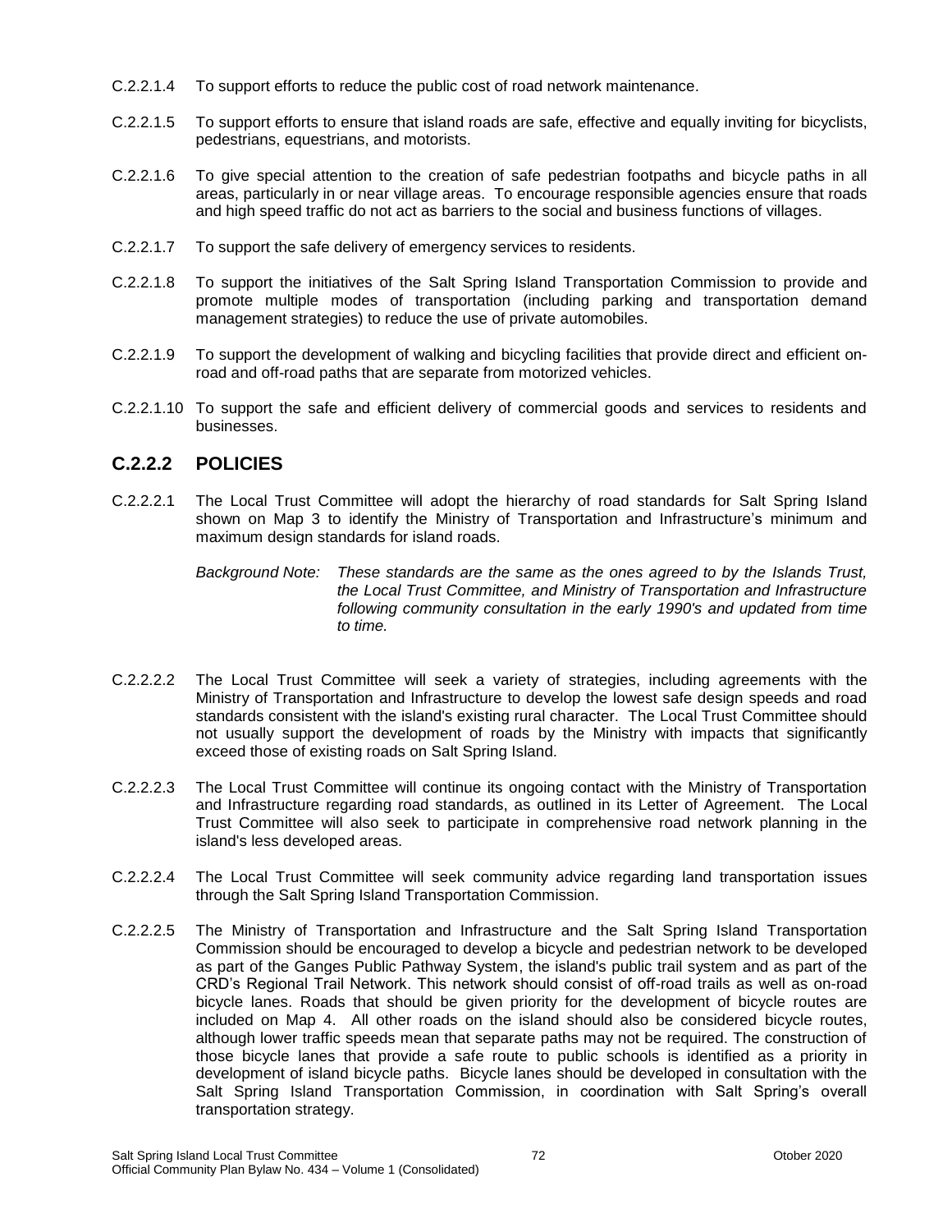C.2.2.1.4 To support efforts to reduce the public cost of road network maintenance.

C.2.2.1.5 To support efforts to ensure that island roads are safe, effective and equally inviting for bicyclists, pedestrians, equestrians, and motorists.

C.2.2.1.6 To give special attention to the creation of safe pedestrian footpaths and bicycle paths in all areas, particularly in or near village areas. To encourage responsible agencies ensure that roads and high speed traffic do not act as barriers to the social and business functions of villages.

C.2.2.1.7 To support the safe delivery of emergency services to residents.

C.2.2.1.8 To support the initiatives of the Salt Spring Island Transportation Commission to provide and promote multiple modes of transportation (including parking and transportation demand management strategies) to reduce the use of private automobiles.

C.2.2.1.9 To support the development of walking and bicycling facilities that provide direct and efficient on-road and off-road paths that are separate from motorized vehicles.

C.2.2.1.10 To support the safe and efficient delivery of commercial goods and services to residents and businesses.

## C.2.2.2 POLICIES

C.2.2.2.1 The Local Trust Committee will adopt the hierarchy of road standards for Salt Spring Island shown on Map 3 to identify the Ministry of Transportation and Infrastructure's minimum and maximum design standards for island roads.

*Background Note: These standards are the same as the ones agreed to by the Islands Trust, the Local Trust Committee, and Ministry of Transportation and Infrastructure following community consultation in the early 1990's and updated from time to time.*

C.2.2.2.2 The Local Trust Committee will seek a variety of strategies, including agreements with the Ministry of Transportation and Infrastructure to develop the lowest safe design speeds and road standards consistent with the island's existing rural character. The Local Trust Committee should not usually support the development of roads by the Ministry with impacts that significantly exceed those of existing roads on Salt Spring Island.

C.2.2.2.3 The Local Trust Committee will continue its ongoing contact with the Ministry of Transportation and Infrastructure regarding road standards, as outlined in its Letter of Agreement. The Local Trust Committee will also seek to participate in comprehensive road network planning in the island's less developed areas.

C.2.2.2.4 The Local Trust Committee will seek community advice regarding land transportation issues through the Salt Spring Island Transportation Commission.

C.2.2.2.5 The Ministry of Transportation and Infrastructure and the Salt Spring Island Transportation Commission should be encouraged to develop a bicycle and pedestrian network to be developed as part of the Ganges Public Pathway System, the island's public trail system and as part of the CRD's Regional Trail Network. This network should consist of off-road trails as well as on-road bicycle lanes. Roads that should be given priority for the development of bicycle routes are included on Map 4. All other roads on the island should also be considered bicycle routes, although lower traffic speeds mean that separate paths may not be required. The construction of those bicycle lanes that provide a safe route to public schools is identified as a priority in development of island bicycle paths. Bicycle lanes should be developed in consultation with the Salt Spring Island Transportation Commission, in coordination with Salt Spring's overall transportation strategy.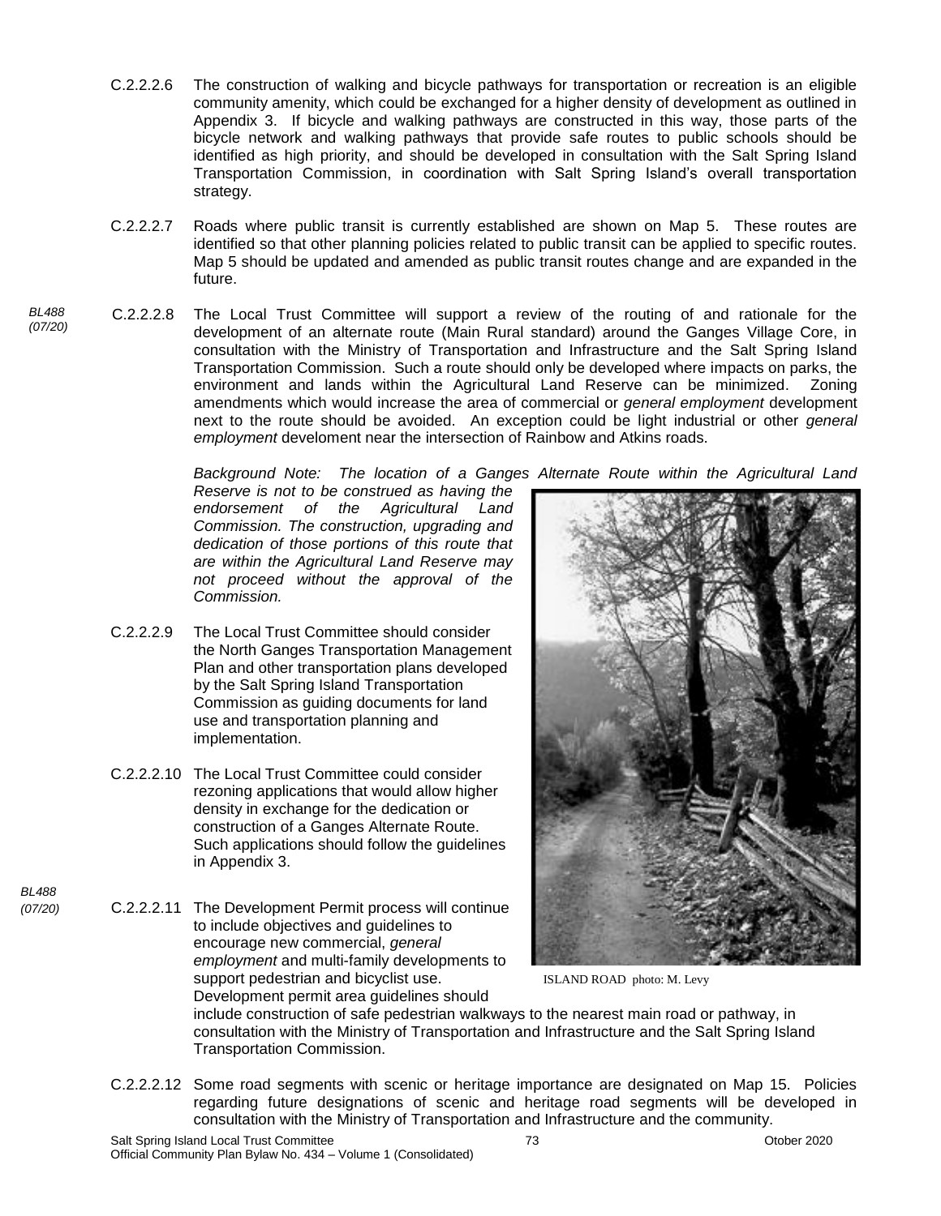C.2.2.2.6 The construction of walking and bicycle pathways for transportation or recreation is an eligible community amenity, which could be exchanged for a higher density of development as outlined in Appendix 3. If bicycle and walking pathways are constructed in this way, those parts of the bicycle network and walking pathways that provide safe routes to public schools should be identified as high priority, and should be developed in consultation with the Salt Spring Island Transportation Commission, in coordination with Salt Spring Island's overall transportation strategy.

C.2.2.2.7 Roads where public transit is currently established are shown on Map 5. These routes are identified so that other planning policies related to public transit can be applied to specific routes. Map 5 should be updated and amended as public transit routes change and are expanded in the future.

*BL488 (07/20)*

C.2.2.2.8 The Local Trust Committee will support a review of the routing of and rationale for the development of an alternate route (Main Rural standard) around the Ganges Village Core, in consultation with the Ministry of Transportation and Infrastructure and the Salt Spring Island Transportation Commission. Such a route should only be developed where impacts on parks, the environment and lands within the Agricultural Land Reserve can be minimized. Zoning amendments which would increase the area of commercial or *general employment* development next to the route should be avoided. An exception could be light industrial or other *general employment* develoment near the intersection of Rainbow and Atkins roads.

*Background Note: The location of a Ganges Alternate Route within the Agricultural Land Reserve is not to be construed as having the endorsement of the Agricultural Land Commission. The construction, upgrading and dedication of those portions of this route that are within the Agricultural Land Reserve may not proceed without the approval of the Commission.*

C.2.2.2.9 The Local Trust Committee should consider the North Ganges Transportation Management Plan and other transportation plans developed by the Salt Spring Island Transportation Commission as guiding documents for land use and transportation planning and implementation.

C.2.2.2.10 The Local Trust Committee could consider rezoning applications that would allow higher density in exchange for the dedication or construction of a Ganges Alternate Route. Such applications should follow the guidelines in Appendix 3.

*BL488 (07/20)*

C.2.2.2.11 The Development Permit process will continue to include objectives and guidelines to encourage new commercial, *general employment* and multi-family developments to support pedestrian and bicyclist use. Development permit area guidelines should include construction of safe pedestrian walkways to the nearest main road or pathway, in consultation with the Ministry of Transportation and Infrastructure and the Salt Spring Island Transportation Commission.

ISLAND ROAD photo: M. Levy

C.2.2.2.12 Some road segments with scenic or heritage importance are designated on Map 15. Policies regarding future designations of scenic and heritage road segments will be developed in consultation with the Ministry of Transportation and Infrastructure and the community.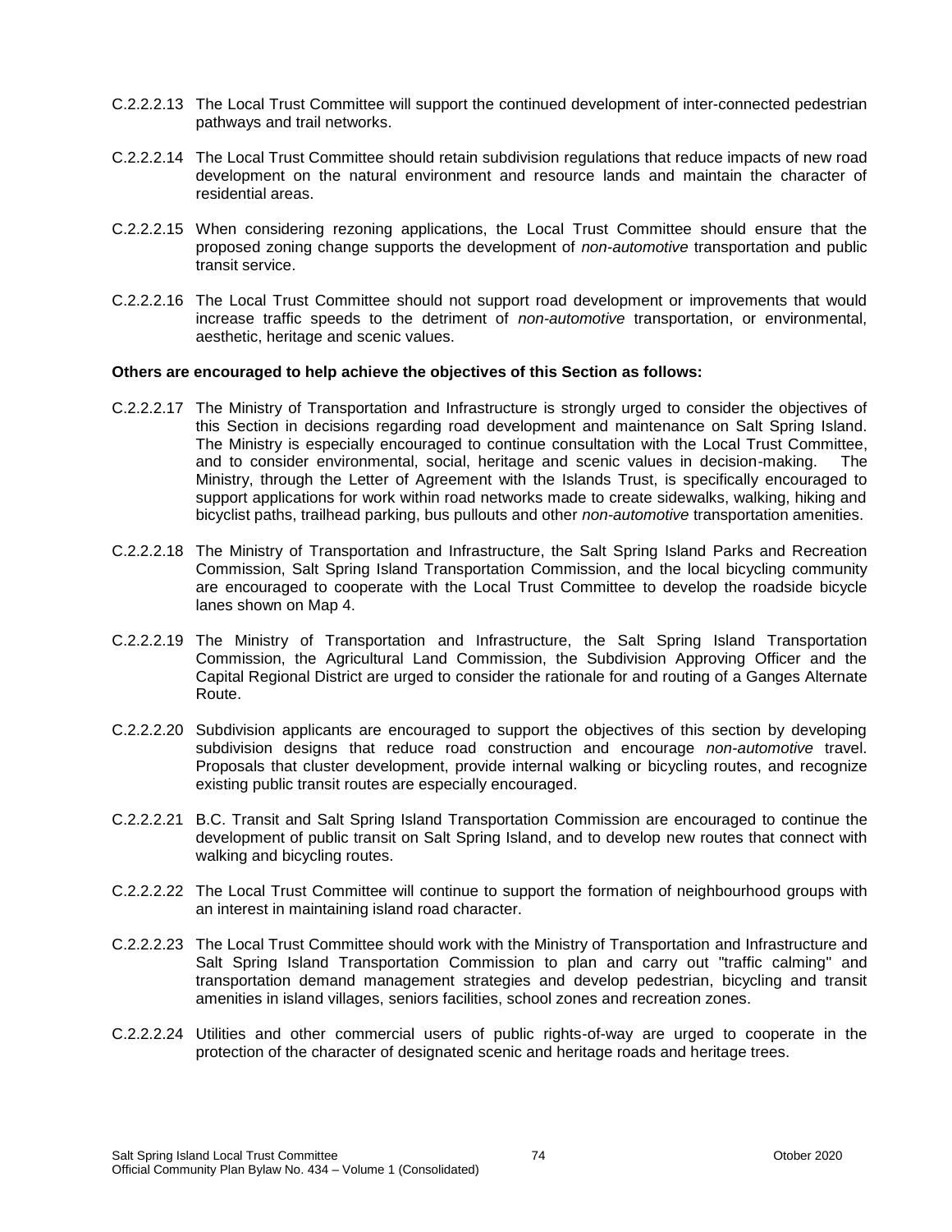C.2.2.2.13 The Local Trust Committee will support the continued development of inter-connected pedestrian pathways and trail networks.

C.2.2.2.14 The Local Trust Committee should retain subdivision regulations that reduce impacts of new road development on the natural environment and resource lands and maintain the character of residential areas.

C.2.2.2.15 When considering rezoning applications, the Local Trust Committee should ensure that the proposed zoning change supports the development of *non-automotive* transportation and public transit service.

C.2.2.2.16 The Local Trust Committee should not support road development or improvements that would increase traffic speeds to the detriment of *non-automotive* transportation, or environmental, aesthetic, heritage and scenic values.

**Others are encouraged to help achieve the objectives of this Section as follows:**

C.2.2.2.17 The Ministry of Transportation and Infrastructure is strongly urged to consider the objectives of this Section in decisions regarding road development and maintenance on Salt Spring Island. The Ministry is especially encouraged to continue consultation with the Local Trust Committee, and to consider environmental, social, heritage and scenic values in decision-making. The Ministry, through the Letter of Agreement with the Islands Trust, is specifically encouraged to support applications for work within road networks made to create sidewalks, walking, hiking and bicyclist paths, trailhead parking, bus pullouts and other *non-automotive* transportation amenities.

C.2.2.2.18 The Ministry of Transportation and Infrastructure, the Salt Spring Island Parks and Recreation Commission, Salt Spring Island Transportation Commission, and the local bicycling community are encouraged to cooperate with the Local Trust Committee to develop the roadside bicycle lanes shown on Map 4.

C.2.2.2.19 The Ministry of Transportation and Infrastructure, the Salt Spring Island Transportation Commission, the Agricultural Land Commission, the Subdivision Approving Officer and the Capital Regional District are urged to consider the rationale for and routing of a Ganges Alternate Route.

C.2.2.2.20 Subdivision applicants are encouraged to support the objectives of this section by developing subdivision designs that reduce road construction and encourage *non-automotive* travel. Proposals that cluster development, provide internal walking or bicycling routes, and recognize existing public transit routes are especially encouraged.

C.2.2.2.21 B.C. Transit and Salt Spring Island Transportation Commission are encouraged to continue the development of public transit on Salt Spring Island, and to develop new routes that connect with walking and bicycling routes.

C.2.2.2.22 The Local Trust Committee will continue to support the formation of neighbourhood groups with an interest in maintaining island road character.

C.2.2.2.23 The Local Trust Committee should work with the Ministry of Transportation and Infrastructure and Salt Spring Island Transportation Commission to plan and carry out "traffic calming" and transportation demand management strategies and develop pedestrian, bicycling and transit amenities in island villages, seniors facilities, school zones and recreation zones.

C.2.2.2.24 Utilities and other commercial users of public rights-of-way are urged to cooperate in the protection of the character of designated scenic and heritage roads and heritage trees.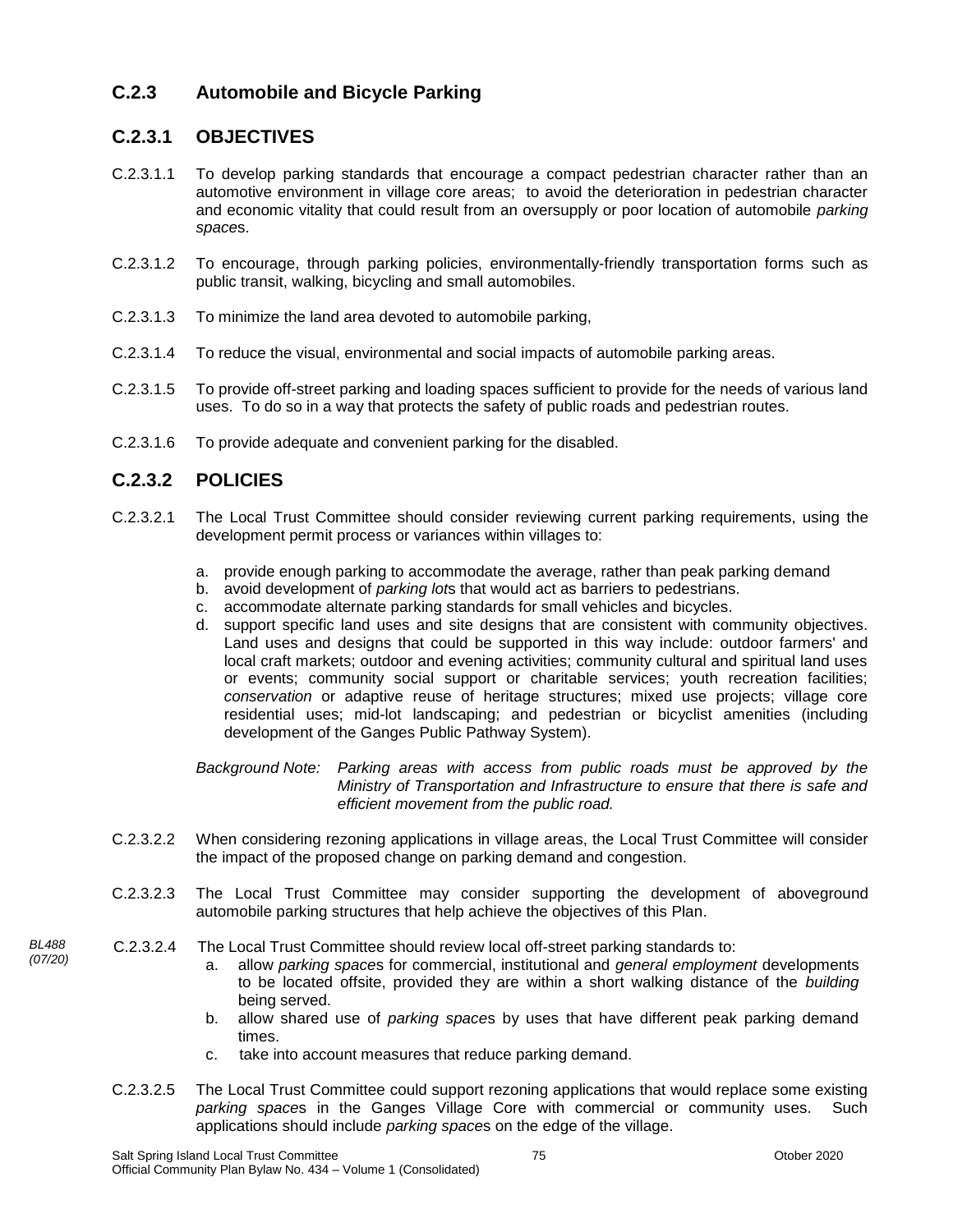## C.2.3 Automobile and Bicycle Parking

### C.2.3.1 OBJECTIVES

C.2.3.1.1 To develop parking standards that encourage a compact pedestrian character rather than an automotive environment in village core areas; to avoid the deterioration in pedestrian character and economic vitality that could result from an oversupply or poor location of automobile *parking spaces*.

C.2.3.1.2 To encourage, through parking policies, environmentally-friendly transportation forms such as public transit, walking, bicycling and small automobiles.

C.2.3.1.3 To minimize the land area devoted to automobile parking,

C.2.3.1.4 To reduce the visual, environmental and social impacts of automobile parking areas.

C.2.3.1.5 To provide off-street parking and loading spaces sufficient to provide for the needs of various land uses. To do so in a way that protects the safety of public roads and pedestrian routes.

C.2.3.1.6 To provide adequate and convenient parking for the disabled.

### C.2.3.2 POLICIES

C.2.3.2.1 The Local Trust Committee should consider reviewing current parking requirements, using the development permit process or variances within villages to:

a. provide enough parking to accommodate the average, rather than peak parking demand
b. avoid development of *parking lots* that would act as barriers to pedestrians.
c. accommodate alternate parking standards for small vehicles and bicycles.
d. support specific land uses and site designs that are consistent with community objectives. Land uses and designs that could be supported in this way include: outdoor farmers' and local craft markets; outdoor and evening activities; community cultural and spiritual land uses or events; community social support or charitable services; youth recreation facilities; *conservation* or adaptive reuse of heritage structures; mixed use projects; village core residential uses; mid-lot landscaping; and pedestrian or bicyclist amenities (including development of the Ganges Public Pathway System).

*Background Note: Parking areas with access from public roads must be approved by the Ministry of Transportation and Infrastructure to ensure that there is safe and efficient movement from the public road.*

C.2.3.2.2 When considering rezoning applications in village areas, the Local Trust Committee will consider the impact of the proposed change on parking demand and congestion.

C.2.3.2.3 The Local Trust Committee may consider supporting the development of aboveground automobile parking structures that help achieve the objectives of this Plan.

*BL488 (07/20)*

C.2.3.2.4 The Local Trust Committee should review local off-street parking standards to:

a. allow *parking spaces* for commercial, institutional and *general employment* developments to be located offsite, provided they are within a short walking distance of the *building* being served.
b. allow shared use of *parking spaces* by uses that have different peak parking demand times.
c. take into account measures that reduce parking demand.

C.2.3.2.5 The Local Trust Committee could support rezoning applications that would replace some existing *parking spaces* in the Ganges Village Core with commercial or community uses. Such applications should include *parking spaces* on the edge of the village.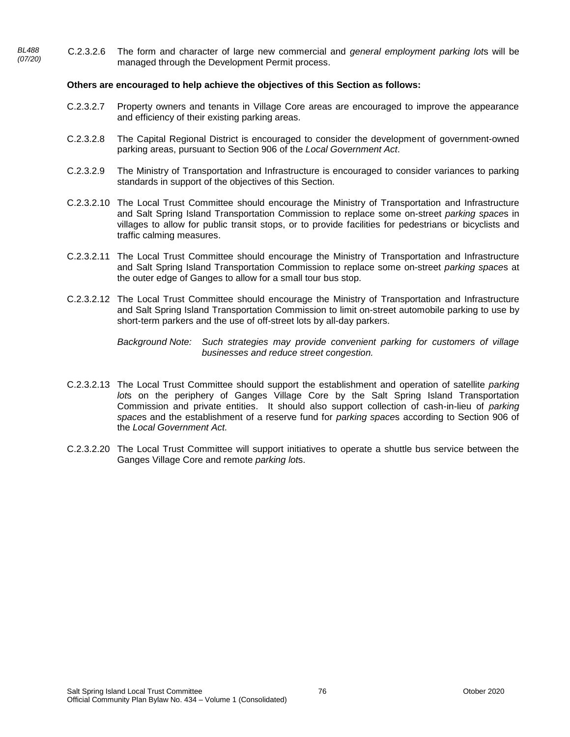BL488 (07/20) C.2.3.2.6 The form and character of large new commercial and *general employment parking lot*s will be managed through the Development Permit process.

**Others are encouraged to help achieve the objectives of this Section as follows:**

C.2.3.2.7 Property owners and tenants in Village Core areas are encouraged to improve the appearance and efficiency of their existing parking areas.

C.2.3.2.8 The Capital Regional District is encouraged to consider the development of government-owned parking areas, pursuant to Section 906 of the *Local Government Act*.

C.2.3.2.9 The Ministry of Transportation and Infrastructure is encouraged to consider variances to parking standards in support of the objectives of this Section.

C.2.3.2.10 The Local Trust Committee should encourage the Ministry of Transportation and Infrastructure and Salt Spring Island Transportation Commission to replace some on-street *parking space*s in villages to allow for public transit stops, or to provide facilities for pedestrians or bicyclists and traffic calming measures.

C.2.3.2.11 The Local Trust Committee should encourage the Ministry of Transportation and Infrastructure and Salt Spring Island Transportation Commission to replace some on-street *parking space*s at the outer edge of Ganges to allow for a small tour bus stop.

C.2.3.2.12 The Local Trust Committee should encourage the Ministry of Transportation and Infrastructure and Salt Spring Island Transportation Commission to limit on-street automobile parking to use by short-term parkers and the use of off-street lots by all-day parkers.

*Background Note: Such strategies may provide convenient parking for customers of village businesses and reduce street congestion.*

C.2.3.2.13 The Local Trust Committee should support the establishment and operation of satellite *parking lot*s on the periphery of Ganges Village Core by the Salt Spring Island Transportation Commission and private entities. It should also support collection of cash-in-lieu of *parking space*s and the establishment of a reserve fund for *parking space*s according to Section 906 of the *Local Government Act.*

C.2.3.2.20 The Local Trust Committee will support initiatives to operate a shuttle bus service between the Ganges Village Core and remote *parking lot*s.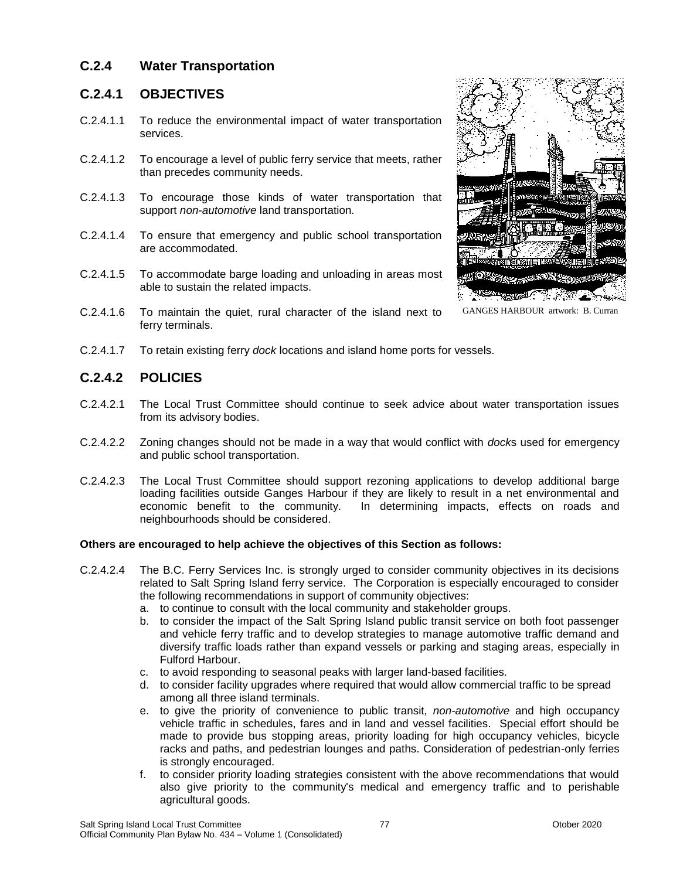## C.2.4 Water Transportation

### C.2.4.1 OBJECTIVES

C.2.4.1.1 To reduce the environmental impact of water transportation services.

C.2.4.1.2 To encourage a level of public ferry service that meets, rather than precedes community needs.

C.2.4.1.3 To encourage those kinds of water transportation that support *non-automotive* land transportation.

C.2.4.1.4 To ensure that emergency and public school transportation are accommodated.

C.2.4.1.5 To accommodate barge loading and unloading in areas most able to sustain the related impacts.

C.2.4.1.6 To maintain the quiet, rural character of the island next to ferry terminals.

GANGES HARBOUR artwork: B. Curran

C.2.4.1.7 To retain existing ferry *dock* locations and island home ports for vessels.

### C.2.4.2 POLICIES

C.2.4.2.1 The Local Trust Committee should continue to seek advice about water transportation issues from its advisory bodies.

C.2.4.2.2 Zoning changes should not be made in a way that would conflict with *dock*s used for emergency and public school transportation.

C.2.4.2.3 The Local Trust Committee should support rezoning applications to develop additional barge loading facilities outside Ganges Harbour if they are likely to result in a net environmental and economic benefit to the community. In determining impacts, effects on roads and neighbourhoods should be considered.

**Others are encouraged to help achieve the objectives of this Section as follows:**

C.2.4.2.4 The B.C. Ferry Services Inc. is strongly urged to consider community objectives in its decisions related to Salt Spring Island ferry service. The Corporation is especially encouraged to consider the following recommendations in support of community objectives:

a. to continue to consult with the local community and stakeholder groups.
b. to consider the impact of the Salt Spring Island public transit service on both foot passenger and vehicle ferry traffic and to develop strategies to manage automotive traffic demand and diversify traffic loads rather than expand vessels or parking and staging areas, especially in Fulford Harbour.
c. to avoid responding to seasonal peaks with larger land-based facilities.
d. to consider facility upgrades where required that would allow commercial traffic to be spread among all three island terminals.
e. to give the priority of convenience to public transit, *non-automotive* and high occupancy vehicle traffic in schedules, fares and in land and vessel facilities. Special effort should be made to provide bus stopping areas, priority loading for high occupancy vehicles, bicycle racks and paths, and pedestrian lounges and paths. Consideration of pedestrian-only ferries is strongly encouraged.
f. to consider priority loading strategies consistent with the above recommendations that would also give priority to the community's medical and emergency traffic and to perishable agricultural goods.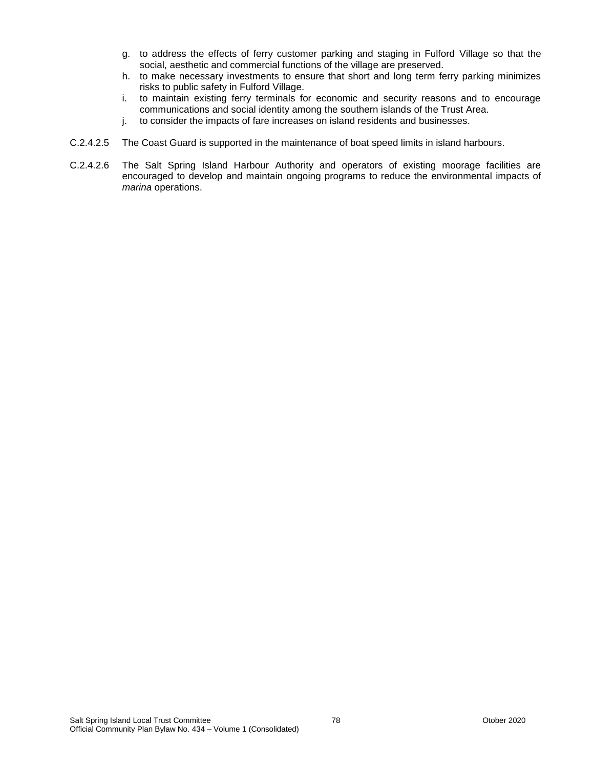g. to address the effects of ferry customer parking and staging in Fulford Village so that the social, aesthetic and commercial functions of the village are preserved.
h. to make necessary investments to ensure that short and long term ferry parking minimizes risks to public safety in Fulford Village.
i. to maintain existing ferry terminals for economic and security reasons and to encourage communications and social identity among the southern islands of the Trust Area.
j. to consider the impacts of fare increases on island residents and businesses.

C.2.4.2.5 The Coast Guard is supported in the maintenance of boat speed limits in island harbours.

C.2.4.2.6 The Salt Spring Island Harbour Authority and operators of existing moorage facilities are encouraged to develop and maintain ongoing programs to reduce the environmental impacts of *marina* operations.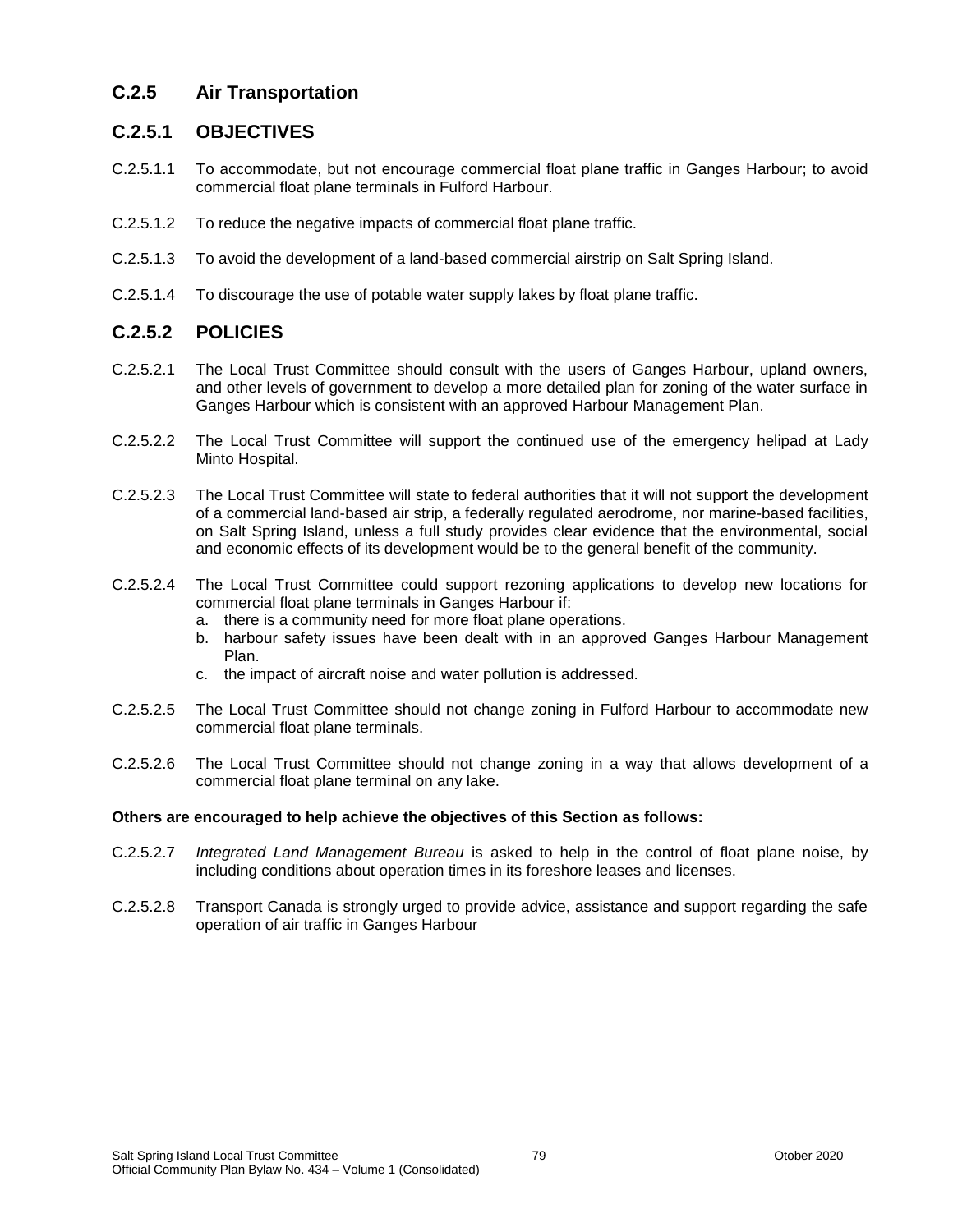## C.2.5 Air Transportation

### C.2.5.1 OBJECTIVES

C.2.5.1.1 To accommodate, but not encourage commercial float plane traffic in Ganges Harbour; to avoid commercial float plane terminals in Fulford Harbour.

C.2.5.1.2 To reduce the negative impacts of commercial float plane traffic.

C.2.5.1.3 To avoid the development of a land-based commercial airstrip on Salt Spring Island.

C.2.5.1.4 To discourage the use of potable water supply lakes by float plane traffic.

### C.2.5.2 POLICIES

C.2.5.2.1 The Local Trust Committee should consult with the users of Ganges Harbour, upland owners, and other levels of government to develop a more detailed plan for zoning of the water surface in Ganges Harbour which is consistent with an approved Harbour Management Plan.

C.2.5.2.2 The Local Trust Committee will support the continued use of the emergency helipad at Lady Minto Hospital.

C.2.5.2.3 The Local Trust Committee will state to federal authorities that it will not support the development of a commercial land-based air strip, a federally regulated aerodrome, nor marine-based facilities, on Salt Spring Island, unless a full study provides clear evidence that the environmental, social and economic effects of its development would be to the general benefit of the community.

C.2.5.2.4 The Local Trust Committee could support rezoning applications to develop new locations for commercial float plane terminals in Ganges Harbour if:

a. there is a community need for more float plane operations.
b. harbour safety issues have been dealt with in an approved Ganges Harbour Management Plan.
c. the impact of aircraft noise and water pollution is addressed.

C.2.5.2.5 The Local Trust Committee should not change zoning in Fulford Harbour to accommodate new commercial float plane terminals.

C.2.5.2.6 The Local Trust Committee should not change zoning in a way that allows development of a commercial float plane terminal on any lake.

**Others are encouraged to help achieve the objectives of this Section as follows:**

C.2.5.2.7 *Integrated Land Management Bureau* is asked to help in the control of float plane noise, by including conditions about operation times in its foreshore leases and licenses.

C.2.5.2.8 Transport Canada is strongly urged to provide advice, assistance and support regarding the safe operation of air traffic in Ganges Harbour